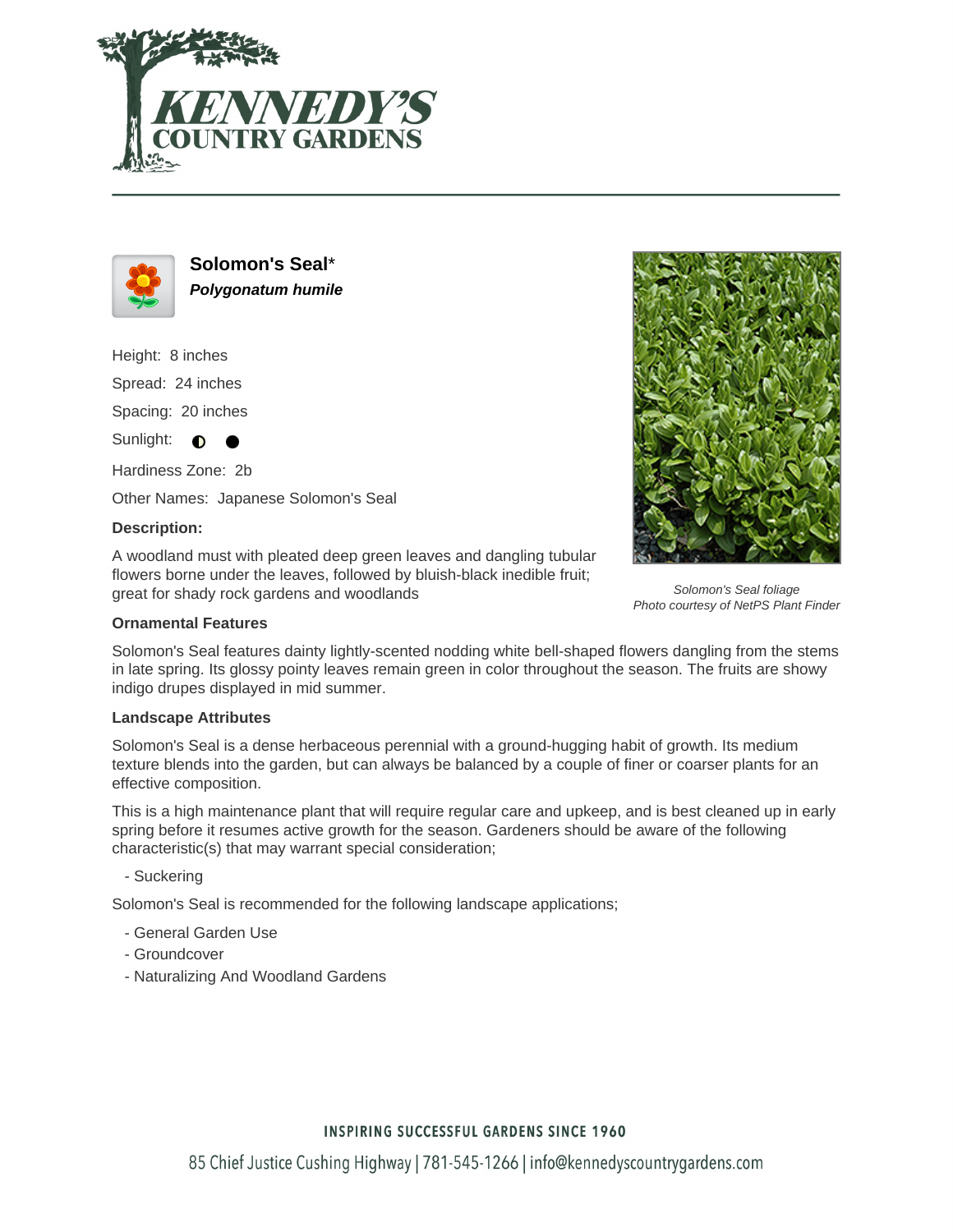# Solomon's Seal*

***Polygonatum humile***

Height: 8 inches

Spread: 24 inches

Spacing: 20 inches

Sunlight: ◐ ●

Hardiness Zone: 2b

Other Names: Japanese Solomon's Seal

**Description:**

A woodland must with pleated deep green leaves and dangling tubular flowers borne under the leaves, followed by bluish-black inedible fruit; great for shady rock gardens and woodlands

*Solomon's Seal foliage*
*Photo courtesy of NetPS Plant Finder*

**Ornamental Features**

Solomon's Seal features dainty lightly-scented nodding white bell-shaped flowers dangling from the stems in late spring. Its glossy pointy leaves remain green in color throughout the season. The fruits are showy indigo drupes displayed in mid summer.

**Landscape Attributes**

Solomon's Seal is a dense herbaceous perennial with a ground-hugging habit of growth. Its medium texture blends into the garden, but can always be balanced by a couple of finer or coarser plants for an effective composition.

This is a high maintenance plant that will require regular care and upkeep, and is best cleaned up in early spring before it resumes active growth for the season. Gardeners should be aware of the following characteristic(s) that may warrant special consideration;

- Suckering

Solomon's Seal is recommended for the following landscape applications;

- General Garden Use
- Groundcover
- Naturalizing And Woodland Gardens

INSPIRING SUCCESSFUL GARDENS SINCE 1960

85 Chief Justice Cushing Highway | 781-545-1266 | info@kennedyscountrygardens.com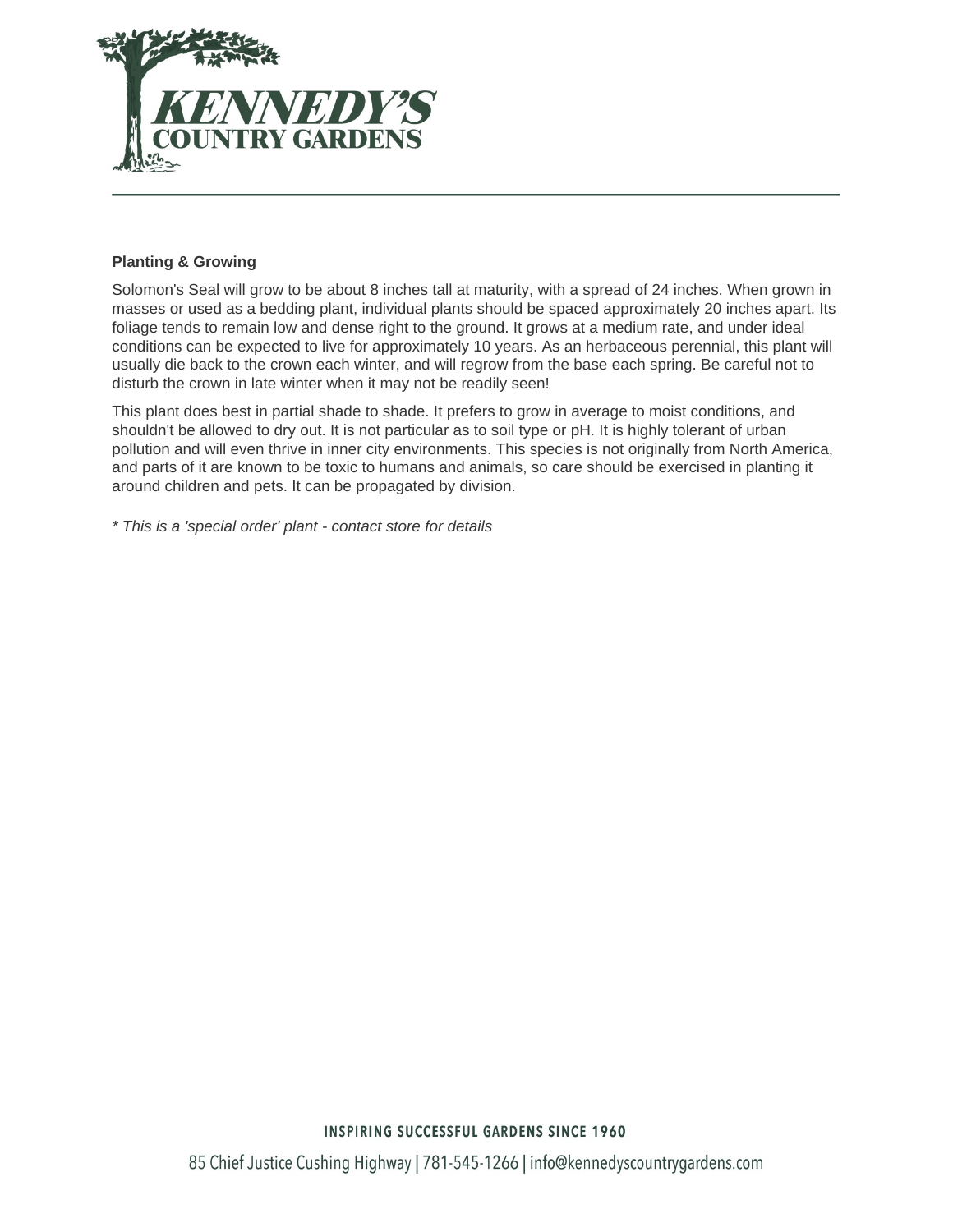**Planting & Growing**

Solomon's Seal will grow to be about 8 inches tall at maturity, with a spread of 24 inches. When grown in masses or used as a bedding plant, individual plants should be spaced approximately 20 inches apart. Its foliage tends to remain low and dense right to the ground. It grows at a medium rate, and under ideal conditions can be expected to live for approximately 10 years. As an herbaceous perennial, this plant will usually die back to the crown each winter, and will regrow from the base each spring. Be careful not to disturb the crown in late winter when it may not be readily seen!

This plant does best in partial shade to shade. It prefers to grow in average to moist conditions, and shouldn't be allowed to dry out. It is not particular as to soil type or pH. It is highly tolerant of urban pollution and will even thrive in inner city environments. This species is not originally from North America, and parts of it are known to be toxic to humans and animals, so care should be exercised in planting it around children and pets. It can be propagated by division.

*\* This is a 'special order' plant - contact store for details*